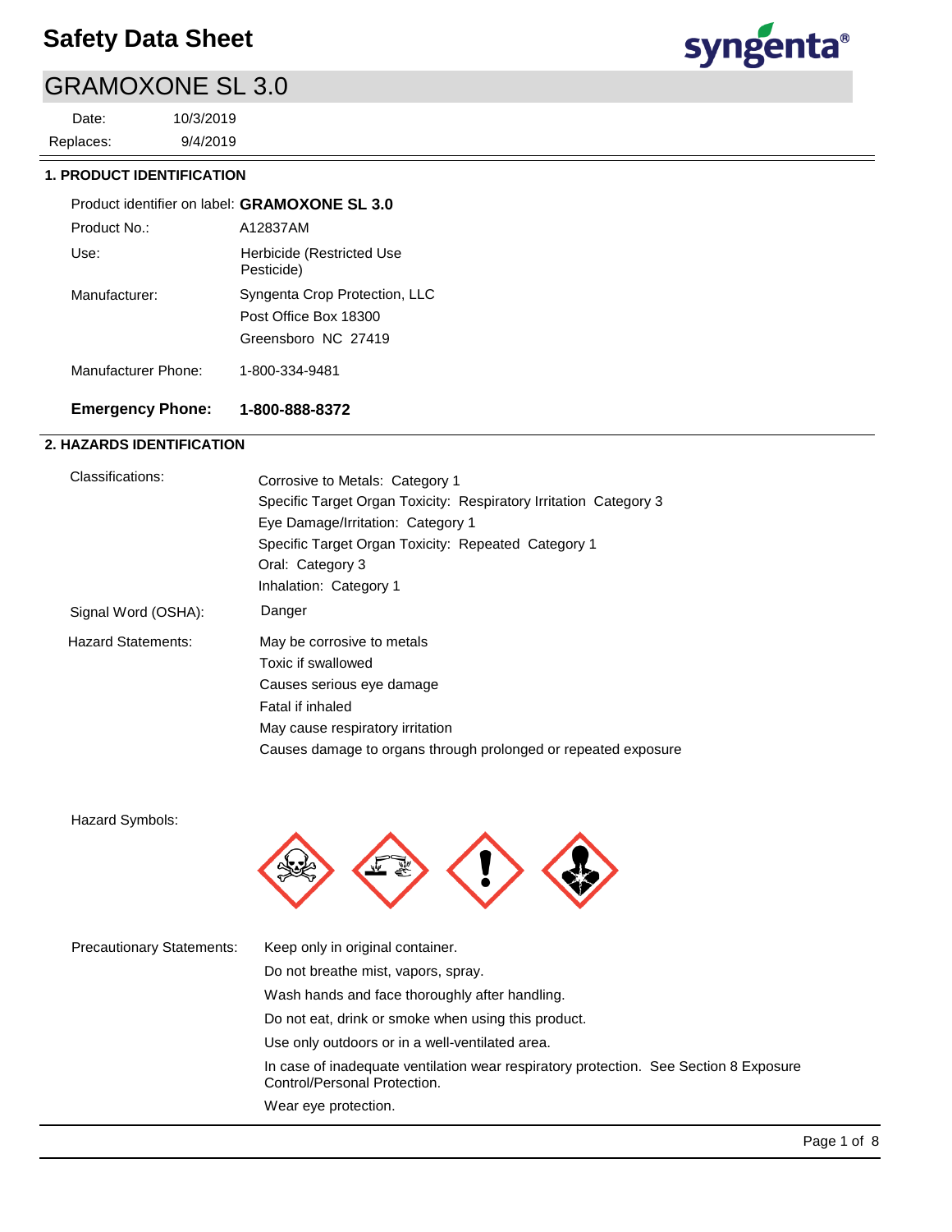# Safety Data Sheet

## GRAMOXONE SL 3.0

Date: 10/3/2019
Replaces: 9/4/2019

### 1. PRODUCT IDENTIFICATION

Product identifier on label: **GRAMOXONE SL 3.0**

Product No.: A12837AM

Use: Herbicide (Restricted Use Pesticide)

Manufacturer: Syngenta Crop Protection, LLC
Post Office Box 18300
Greensboro NC 27419

Manufacturer Phone: 1-800-334-9481

**Emergency Phone: 1-800-888-8372**

### 2. HAZARDS IDENTIFICATION

Classifications:
- Corrosive to Metals: Category 1
- Specific Target Organ Toxicity: Respiratory Irritation Category 3
- Eye Damage/Irritation: Category 1
- Specific Target Organ Toxicity: Repeated Category 1
- Oral: Category 3
- Inhalation: Category 1

Signal Word (OSHA): Danger

Hazard Statements:
- May be corrosive to metals
- Toxic if swallowed
- Causes serious eye damage
- Fatal if inhaled
- May cause respiratory irritation
- Causes damage to organs through prolonged or repeated exposure

Hazard Symbols:

Precautionary Statements:
- Keep only in original container.
- Do not breathe mist, vapors, spray.
- Wash hands and face thoroughly after handling.
- Do not eat, drink or smoke when using this product.
- Use only outdoors or in a well-ventilated area.
- In case of inadequate ventilation wear respiratory protection. See Section 8 Exposure Control/Personal Protection.
- Wear eye protection.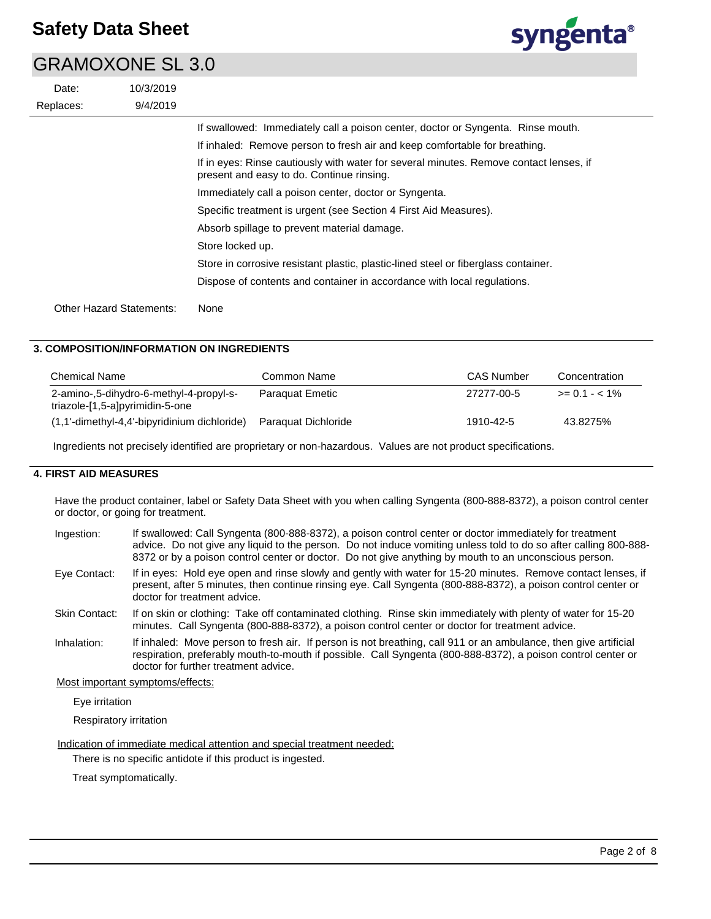If swallowed: Immediately call a poison center, doctor or Syngenta. Rinse mouth.

If inhaled: Remove person to fresh air and keep comfortable for breathing.

If in eyes: Rinse cautiously with water for several minutes. Remove contact lenses, if present and easy to do. Continue rinsing.

Immediately call a poison center, doctor or Syngenta.

Specific treatment is urgent (see Section 4 First Aid Measures).

Absorb spillage to prevent material damage.

Store locked up.

Store in corrosive resistant plastic, plastic-lined steel or fiberglass container.

Dispose of contents and container in accordance with local regulations.

Other Hazard Statements: None

## 3. COMPOSITION/INFORMATION ON INGREDIENTS

| Chemical Name | Common Name | CAS Number | Concentration |
|---|---|---|---|
| 2-amino-,5-dihydro-6-methyl-4-propyl-s-triazole-[1,5-a]pyrimidin-5-one | Paraquat Emetic | 27277-00-5 | >= 0.1 - < 1% |
| (1,1'-dimethyl-4,4'-bipyridinium dichloride) | Paraquat Dichloride | 1910-42-5 | 43.8275% |

Ingredients not precisely identified are proprietary or non-hazardous. Values are not product specifications.

## 4. FIRST AID MEASURES

Have the product container, label or Safety Data Sheet with you when calling Syngenta (800-888-8372), a poison control center or doctor, or going for treatment.

**Ingestion:** If swallowed: Call Syngenta (800-888-8372), a poison control center or doctor immediately for treatment advice. Do not give any liquid to the person. Do not induce vomiting unless told to do so after calling 800-888-8372 or by a poison control center or doctor. Do not give anything by mouth to an unconscious person.

**Eye Contact:** If in eyes: Hold eye open and rinse slowly and gently with water for 15-20 minutes. Remove contact lenses, if present, after 5 minutes, then continue rinsing eye. Call Syngenta (800-888-8372), a poison control center or doctor for treatment advice.

**Skin Contact:** If on skin or clothing: Take off contaminated clothing. Rinse skin immediately with plenty of water for 15-20 minutes. Call Syngenta (800-888-8372), a poison control center or doctor for treatment advice.

**Inhalation:** If inhaled: Move person to fresh air. If person is not breathing, call 911 or an ambulance, then give artificial respiration, preferably mouth-to-mouth if possible. Call Syngenta (800-888-8372), a poison control center or doctor for further treatment advice.

Most important symptoms/effects:

Eye irritation

Respiratory irritation

Indication of immediate medical attention and special treatment needed:

There is no specific antidote if this product is ingested.

Treat symptomatically.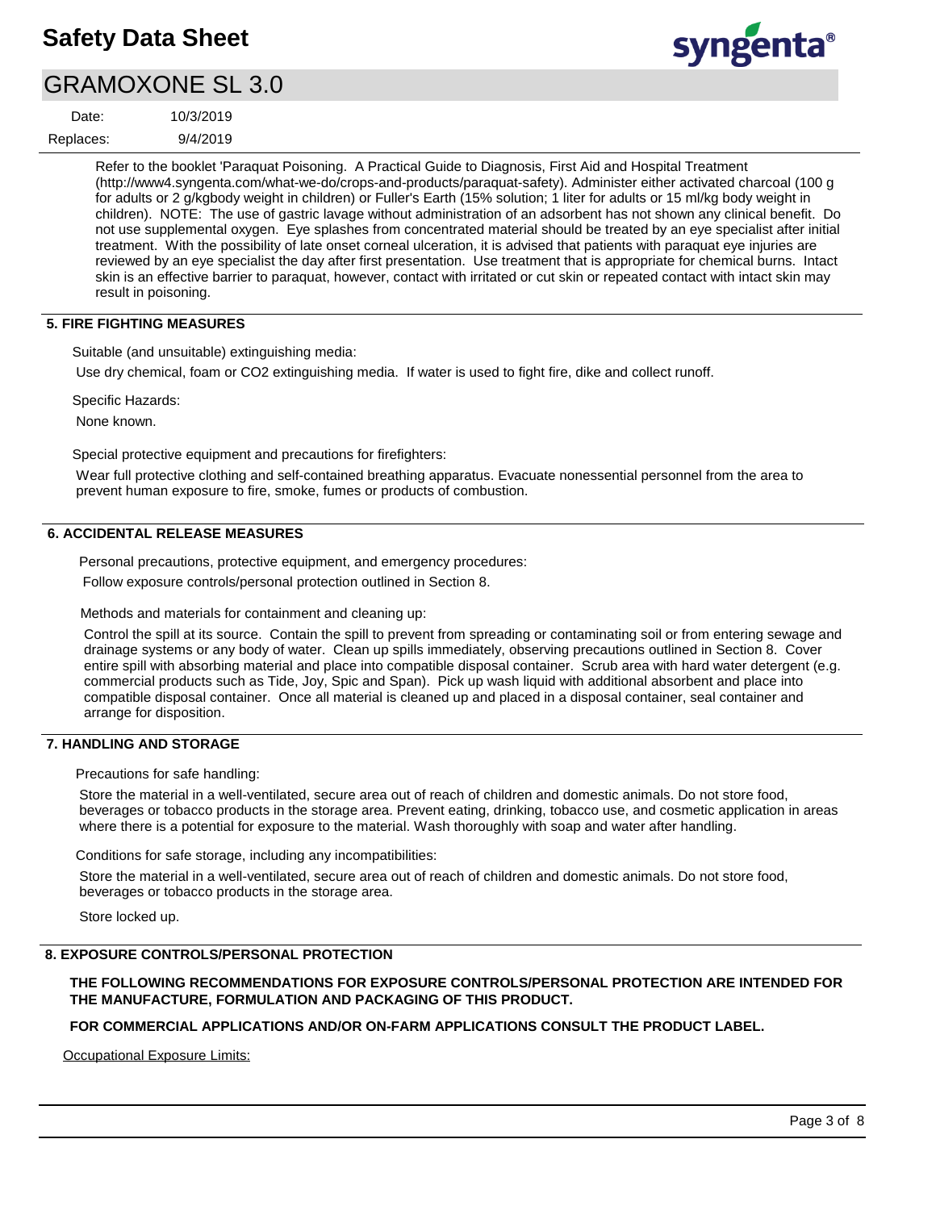Refer to the booklet 'Paraquat Poisoning. A Practical Guide to Diagnosis, First Aid and Hospital Treatment (http://www4.syngenta.com/what-we-do/crops-and-products/paraquat-safety). Administer either activated charcoal (100 g for adults or 2 g/kgbody weight in children) or Fuller's Earth (15% solution; 1 liter for adults or 15 ml/kg body weight in children). NOTE: The use of gastric lavage without administration of an adsorbent has not shown any clinical benefit. Do not use supplemental oxygen. Eye splashes from concentrated material should be treated by an eye specialist after initial treatment. With the possibility of late onset corneal ulceration, it is advised that patients with paraquat eye injuries are reviewed by an eye specialist the day after first presentation. Use treatment that is appropriate for chemical burns. Intact skin is an effective barrier to paraquat, however, contact with irritated or cut skin or repeated contact with intact skin may result in poisoning.

## 5. FIRE FIGHTING MEASURES

Suitable (and unsuitable) extinguishing media:

Use dry chemical, foam or CO2 extinguishing media. If water is used to fight fire, dike and collect runoff.

Specific Hazards:

None known.

Special protective equipment and precautions for firefighters:

Wear full protective clothing and self-contained breathing apparatus. Evacuate nonessential personnel from the area to prevent human exposure to fire, smoke, fumes or products of combustion.

## 6. ACCIDENTAL RELEASE MEASURES

Personal precautions, protective equipment, and emergency procedures:

Follow exposure controls/personal protection outlined in Section 8.

Methods and materials for containment and cleaning up:

Control the spill at its source. Contain the spill to prevent from spreading or contaminating soil or from entering sewage and drainage systems or any body of water. Clean up spills immediately, observing precautions outlined in Section 8. Cover entire spill with absorbing material and place into compatible disposal container. Scrub area with hard water detergent (e.g. commercial products such as Tide, Joy, Spic and Span). Pick up wash liquid with additional absorbent and place into compatible disposal container. Once all material is cleaned up and placed in a disposal container, seal container and arrange for disposition.

## 7. HANDLING AND STORAGE

Precautions for safe handling:

Store the material in a well-ventilated, secure area out of reach of children and domestic animals. Do not store food, beverages or tobacco products in the storage area. Prevent eating, drinking, tobacco use, and cosmetic application in areas where there is a potential for exposure to the material. Wash thoroughly with soap and water after handling.

Conditions for safe storage, including any incompatibilities:

Store the material in a well-ventilated, secure area out of reach of children and domestic animals. Do not store food, beverages or tobacco products in the storage area.

Store locked up.

## 8. EXPOSURE CONTROLS/PERSONAL PROTECTION

**THE FOLLOWING RECOMMENDATIONS FOR EXPOSURE CONTROLS/PERSONAL PROTECTION ARE INTENDED FOR THE MANUFACTURE, FORMULATION AND PACKAGING OF THIS PRODUCT.**

**FOR COMMERCIAL APPLICATIONS AND/OR ON-FARM APPLICATIONS CONSULT THE PRODUCT LABEL.**

Occupational Exposure Limits: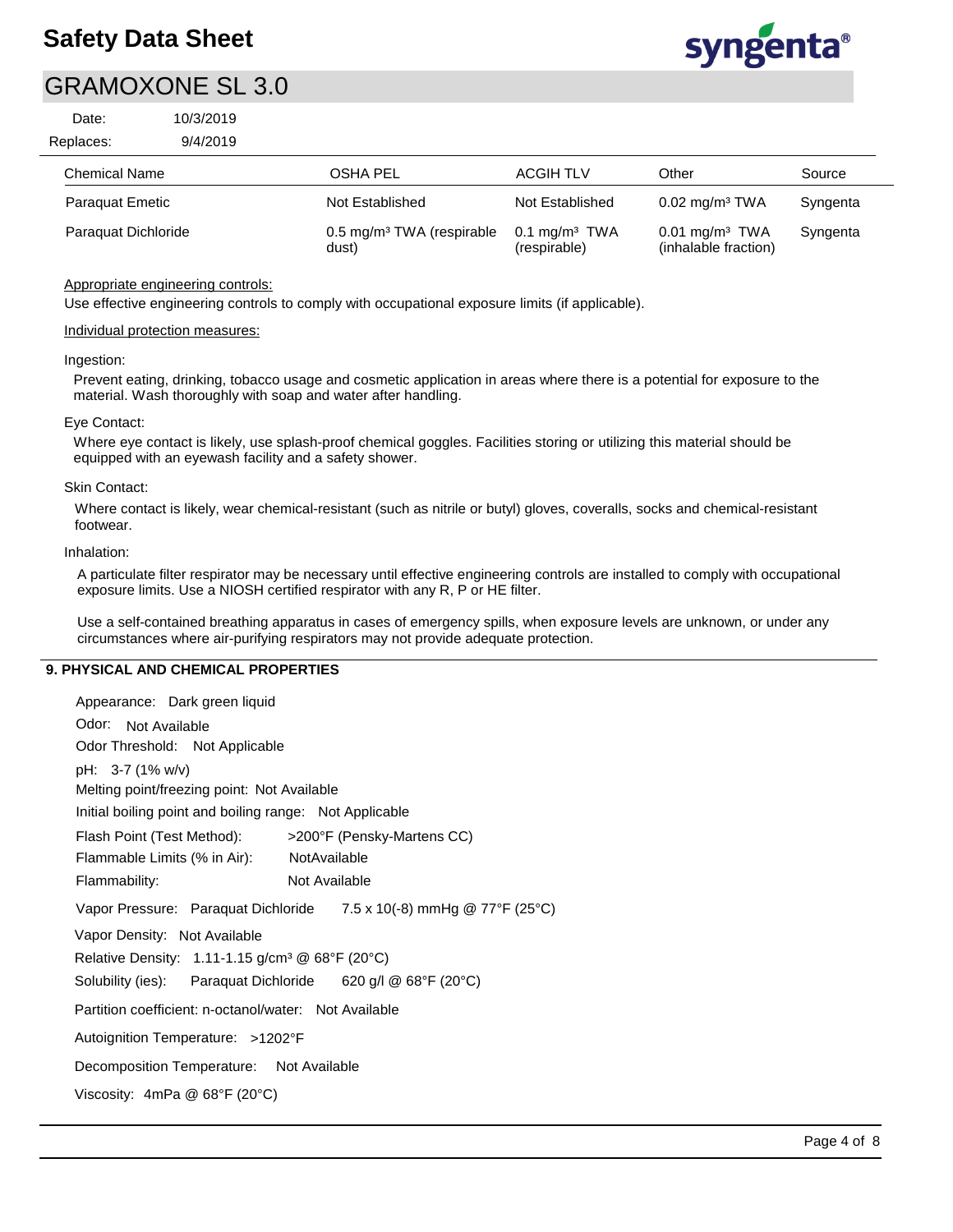| Chemical Name | OSHA PEL | ACGIH TLV | Other | Source |
| --- | --- | --- | --- | --- |
| Paraquat Emetic | Not Established | Not Established | 0.02 mg/m³ TWA | Syngenta |
| Paraquat Dichloride | 0.5 mg/m³ TWA (respirable dust) | 0.1 mg/m³ TWA (respirable) | 0.01 mg/m³ TWA (inhalable fraction) | Syngenta |

Appropriate engineering controls:

Use effective engineering controls to comply with occupational exposure limits (if applicable).

Individual protection measures:

Ingestion:

Prevent eating, drinking, tobacco usage and cosmetic application in areas where there is a potential for exposure to the material. Wash thoroughly with soap and water after handling.

Eye Contact:

Where eye contact is likely, use splash-proof chemical goggles. Facilities storing or utilizing this material should be equipped with an eyewash facility and a safety shower.

Skin Contact:

Where contact is likely, wear chemical-resistant (such as nitrile or butyl) gloves, coveralls, socks and chemical-resistant footwear.

Inhalation:

A particulate filter respirator may be necessary until effective engineering controls are installed to comply with occupational exposure limits. Use a NIOSH certified respirator with any R, P or HE filter.

Use a self-contained breathing apparatus in cases of emergency spills, when exposure levels are unknown, or under any circumstances where air-purifying respirators may not provide adequate protection.

## 9. PHYSICAL AND CHEMICAL PROPERTIES

Appearance: Dark green liquid

Odor: Not Available

Odor Threshold: Not Applicable

pH: 3-7 (1% w/v)

Melting point/freezing point: Not Available

Initial boiling point and boiling range: Not Applicable

Flash Point (Test Method): >200°F (Pensky-Martens CC)

Flammable Limits (% in Air): NotAvailable

Flammability: Not Available

Vapor Pressure: Paraquat Dichloride 7.5 x 10(-8) mmHg @ 77°F (25°C)

Vapor Density: Not Available

Relative Density: 1.11-1.15 g/cm³ @ 68°F (20°C)

Solubility (ies): Paraquat Dichloride 620 g/l @ 68°F (20°C)

Partition coefficient: n-octanol/water: Not Available

Autoignition Temperature: >1202°F

Decomposition Temperature: Not Available

Viscosity: 4mPa @ 68°F (20°C)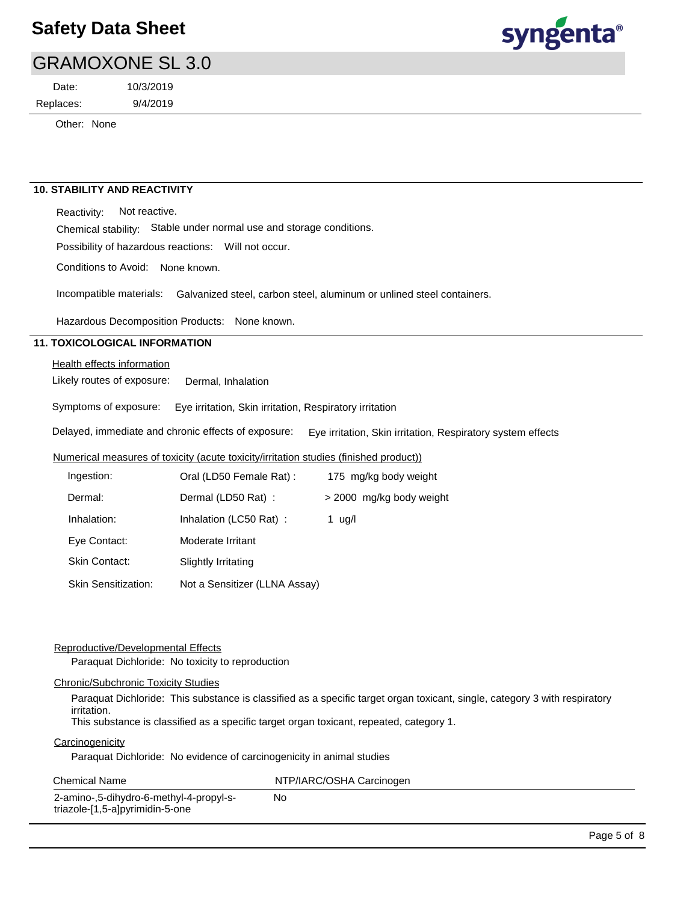# Safety Data Sheet

## GRAMOXONE SL 3.0

Date: 10/3/2019

Replaces: 9/4/2019

Other: None

### 10. STABILITY AND REACTIVITY

Reactivity: Not reactive.

Chemical stability: Stable under normal use and storage conditions.

Possibility of hazardous reactions: Will not occur.

Conditions to Avoid: None known.

Incompatible materials: Galvanized steel, carbon steel, aluminum or unlined steel containers.

Hazardous Decomposition Products: None known.

### 11. TOXICOLOGICAL INFORMATION

Health effects information

Likely routes of exposure: Dermal, Inhalation

Symptoms of exposure: Eye irritation, Skin irritation, Respiratory irritation

Delayed, immediate and chronic effects of exposure: Eye irritation, Skin irritation, Respiratory system effects

Numerical measures of toxicity (acute toxicity/irritation studies (finished product))

| | | |
|---|---|---|
| Ingestion: | Oral (LD50 Female Rat) : | 175 mg/kg body weight |
| Dermal: | Dermal (LD50 Rat) : | > 2000 mg/kg body weight |
| Inhalation: | Inhalation (LC50 Rat) : | 1 ug/l |
| Eye Contact: | Moderate Irritant | |
| Skin Contact: | Slightly Irritating | |
| Skin Sensitization: | Not a Sensitizer (LLNA Assay) | |

Reproductive/Developmental Effects

Paraquat Dichloride: No toxicity to reproduction

Chronic/Subchronic Toxicity Studies

Paraquat Dichloride: This substance is classified as a specific target organ toxicant, single, category 3 with respiratory irritation.
This substance is classified as a specific target organ toxicant, repeated, category 1.

Carcinogenicity

Paraquat Dichloride: No evidence of carcinogenicity in animal studies

| Chemical Name | NTP/IARC/OSHA Carcinogen |
|---|---|
| 2-amino-,5-dihydro-6-methyl-4-propyl-s-triazole-[1,5-a]pyrimidin-5-one | No |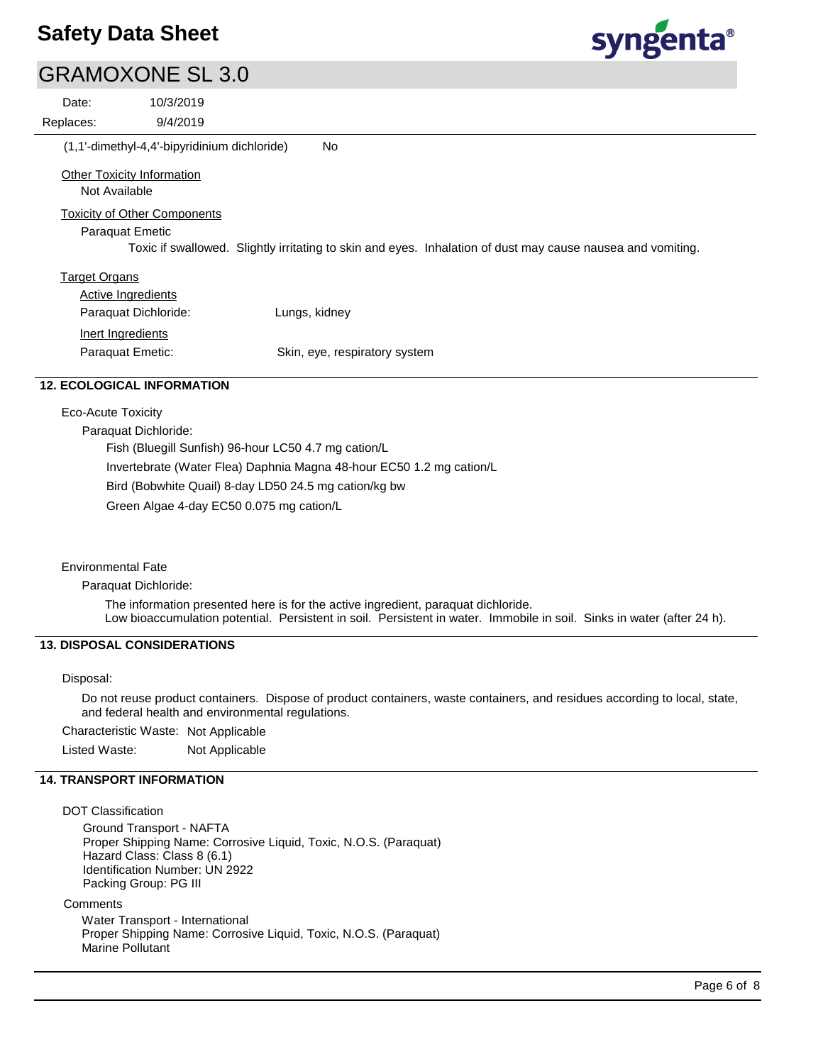(1,1'-dimethyl-4,4'-bipyridinium dichloride)    No

Other Toxicity Information

Not Available

Toxicity of Other Components

Paraquat Emetic

Toxic if swallowed. Slightly irritating to skin and eyes. Inhalation of dust may cause nausea and vomiting.

Target Organs

Active Ingredients

Paraquat Dichloride: Lungs, kidney

Inert Ingredients

Paraquat Emetic: Skin, eye, respiratory system

## 12. ECOLOGICAL INFORMATION

Eco-Acute Toxicity

Paraquat Dichloride:

Fish (Bluegill Sunfish) 96-hour LC50 4.7 mg cation/L

Invertebrate (Water Flea) Daphnia Magna 48-hour EC50 1.2 mg cation/L

Bird (Bobwhite Quail) 8-day LD50 24.5 mg cation/kg bw

Green Algae 4-day EC50 0.075 mg cation/L

Environmental Fate

Paraquat Dichloride:

The information presented here is for the active ingredient, paraquat dichloride.
Low bioaccumulation potential. Persistent in soil. Persistent in water. Immobile in soil. Sinks in water (after 24 h).

## 13. DISPOSAL CONSIDERATIONS

Disposal:

Do not reuse product containers. Dispose of product containers, waste containers, and residues according to local, state, and federal health and environmental regulations.

Characteristic Waste: Not Applicable

Listed Waste: Not Applicable

## 14. TRANSPORT INFORMATION

DOT Classification

Ground Transport - NAFTA
Proper Shipping Name: Corrosive Liquid, Toxic, N.O.S. (Paraquat)
Hazard Class: Class 8 (6.1)
Identification Number: UN 2922
Packing Group: PG III

Comments

Water Transport - International
Proper Shipping Name: Corrosive Liquid, Toxic, N.O.S. (Paraquat)
Marine Pollutant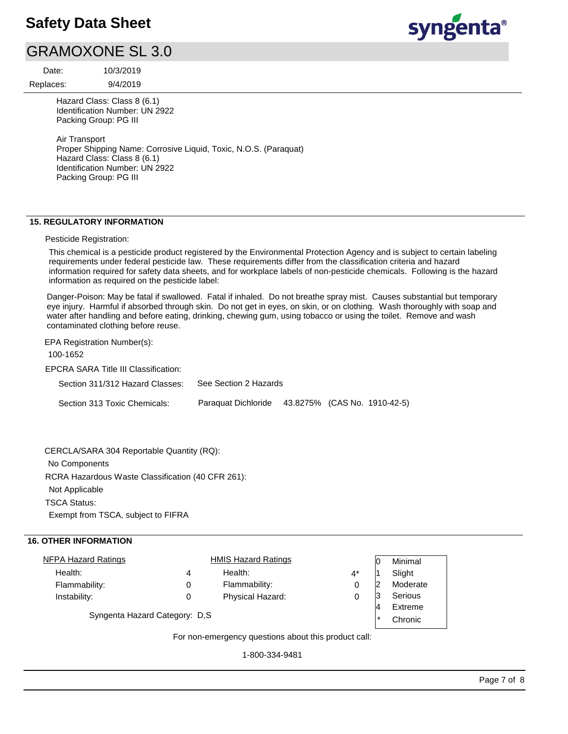Hazard Class: Class 8 (6.1)
Identification Number: UN 2922
Packing Group: PG III

Air Transport
Proper Shipping Name: Corrosive Liquid, Toxic, N.O.S. (Paraquat)
Hazard Class: Class 8 (6.1)
Identification Number: UN 2922
Packing Group: PG III

## 15. REGULATORY INFORMATION

Pesticide Registration:

This chemical is a pesticide product registered by the Environmental Protection Agency and is subject to certain labeling requirements under federal pesticide law. These requirements differ from the classification criteria and hazard information required for safety data sheets, and for workplace labels of non-pesticide chemicals. Following is the hazard information as required on the pesticide label:

Danger-Poison: May be fatal if swallowed. Fatal if inhaled. Do not breathe spray mist. Causes substantial but temporary eye injury. Harmful if absorbed through skin. Do not get in eyes, on skin, or on clothing. Wash thoroughly with soap and water after handling and before eating, drinking, chewing gum, using tobacco or using the toilet. Remove and wash contaminated clothing before reuse.

EPA Registration Number(s):

100-1652

EPCRA SARA Title III Classification:

Section 311/312 Hazard Classes: See Section 2 Hazards

Section 313 Toxic Chemicals: Paraquat Dichloride 43.8275% (CAS No. 1910-42-5)

CERCLA/SARA 304 Reportable Quantity (RQ):

No Components

RCRA Hazardous Waste Classification (40 CFR 261):

Not Applicable

TSCA Status:

Exempt from TSCA, subject to FIFRA

## 16. OTHER INFORMATION

| NFPA Hazard Ratings | | HMIS Hazard Ratings | |
|---|---|---|---|
| Health: | 4 | Health: | 4* |
| Flammability: | 0 | Flammability: | 0 |
| Instability: | 0 | Physical Hazard: | 0 |

| | |
|---|---|
| 0 | Minimal |
| 1 | Slight |
| 2 | Moderate |
| 3 | Serious |
| 4 | Extreme |
| * | Chronic |

Syngenta Hazard Category: D,S

For non-emergency questions about this product call:

1-800-334-9481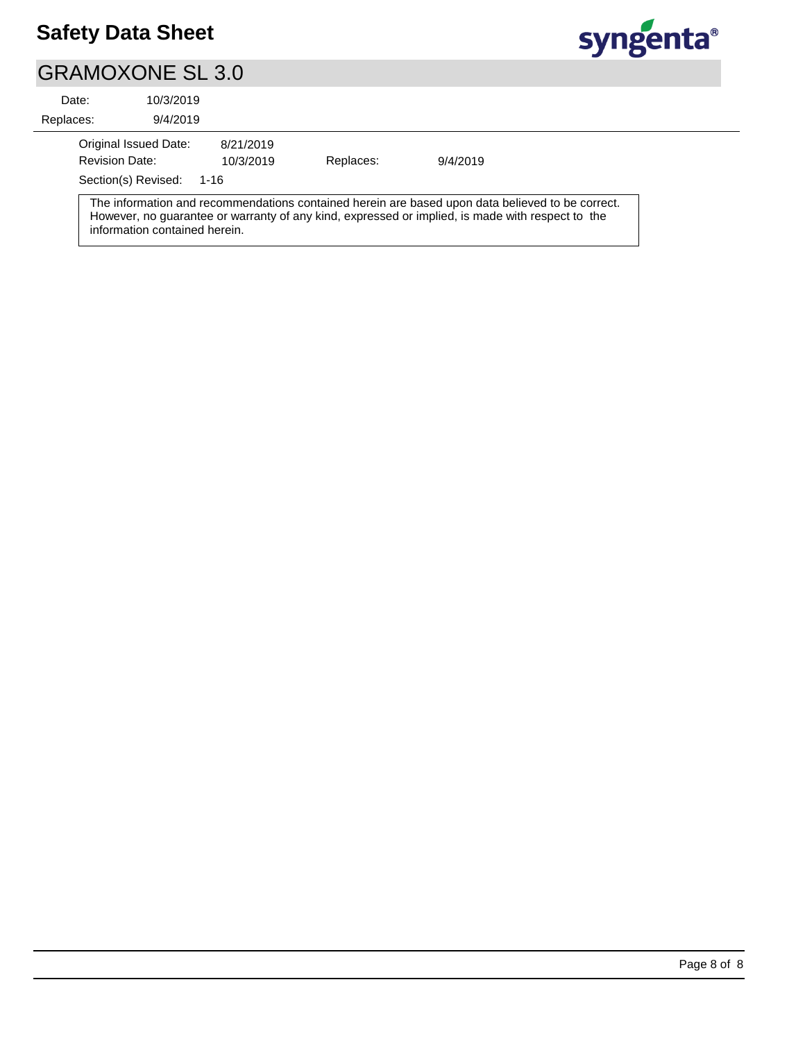Original Issued Date: 8/21/2019
Revision Date: 10/3/2019 Replaces: 9/4/2019
Section(s) Revised: 1-16

The information and recommendations contained herein are based upon data believed to be correct. However, no guarantee or warranty of any kind, expressed or implied, is made with respect to the information contained herein.